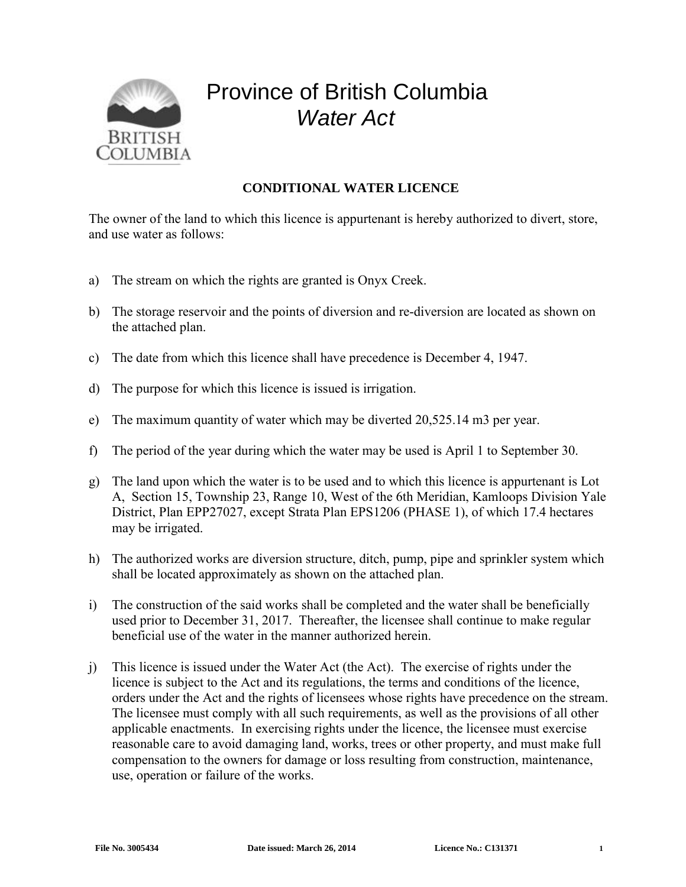# Province of British Columbia
## *Water Act*

### CONDITIONAL WATER LICENCE

The owner of the land to which this licence is appurtenant is hereby authorized to divert, store, and use water as follows:

a) The stream on which the rights are granted is Onyx Creek.

b) The storage reservoir and the points of diversion and re-diversion are located as shown on the attached plan.

c) The date from which this licence shall have precedence is December 4, 1947.

d) The purpose for which this licence is issued is irrigation.

e) The maximum quantity of water which may be diverted 20,525.14 m3 per year.

f) The period of the year during which the water may be used is April 1 to September 30.

g) The land upon which the water is to be used and to which this licence is appurtenant is Lot A, Section 15, Township 23, Range 10, West of the 6th Meridian, Kamloops Division Yale District, Plan EPP27027, except Strata Plan EPS1206 (PHASE 1), of which 17.4 hectares may be irrigated.

h) The authorized works are diversion structure, ditch, pump, pipe and sprinkler system which shall be located approximately as shown on the attached plan.

i) The construction of the said works shall be completed and the water shall be beneficially used prior to December 31, 2017. Thereafter, the licensee shall continue to make regular beneficial use of the water in the manner authorized herein.

j) This licence is issued under the Water Act (the Act). The exercise of rights under the licence is subject to the Act and its regulations, the terms and conditions of the licence, orders under the Act and the rights of licensees whose rights have precedence on the stream. The licensee must comply with all such requirements, as well as the provisions of all other applicable enactments. In exercising rights under the licence, the licensee must exercise reasonable care to avoid damaging land, works, trees or other property, and must make full compensation to the owners for damage or loss resulting from construction, maintenance, use, operation or failure of the works.

**File No. 3005434** **Date issued: March 26, 2014** **Licence No.: C131371**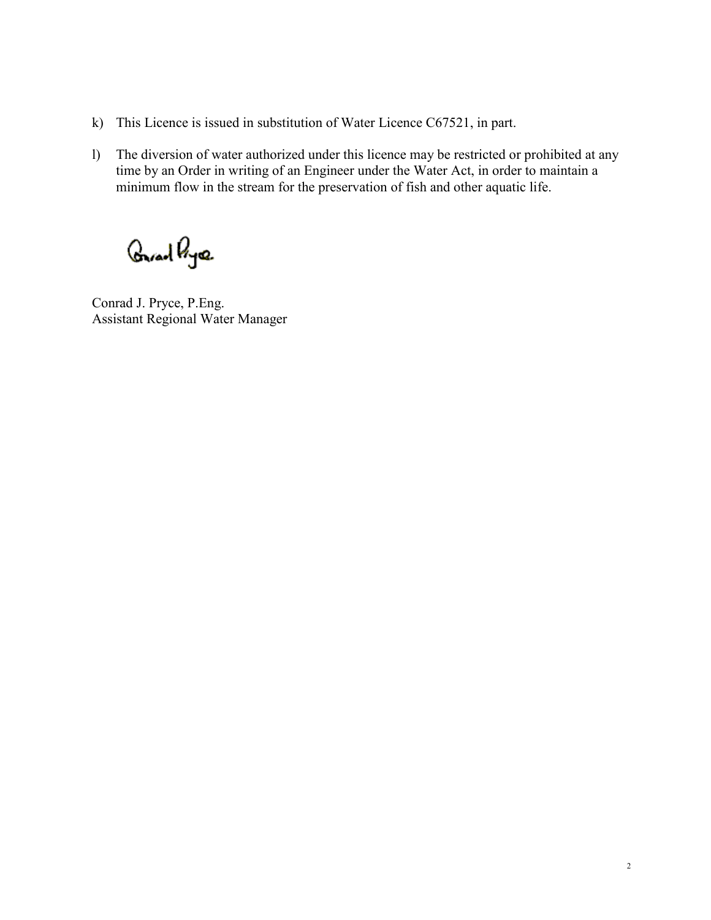k) This Licence is issued in substitution of Water Licence C67521, in part.

l) The diversion of water authorized under this licence may be restricted or prohibited at any time by an Order in writing of an Engineer under the Water Act, in order to maintain a minimum flow in the stream for the preservation of fish and other aquatic life.

Conrad J. Pryce, P.Eng.
Assistant Regional Water Manager